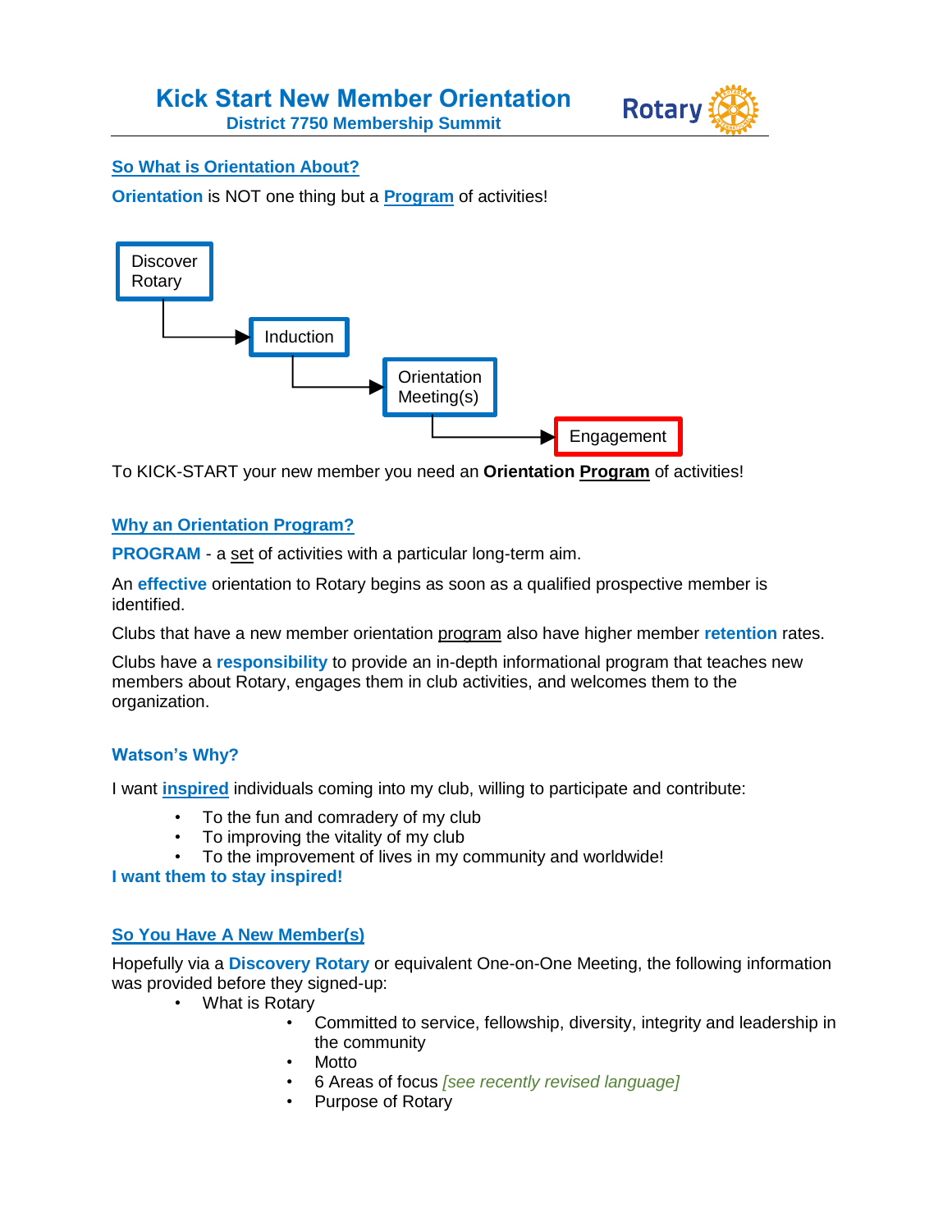# Kick Start New Member Orientation

### District 7750 Membership Summit

## So What is Orientation About?

**Orientation** is NOT one thing but a **Program** of activities!

Discover Rotary → Induction → Orientation Meeting(s) → Engagement

To KICK-START your new member you need an **Orientation Program** of activities!

## Why an Orientation Program?

**PROGRAM** - a set of activities with a particular long-term aim.

An **effective** orientation to Rotary begins as soon as a qualified prospective member is identified.

Clubs that have a new member orientation program also have higher member **retention** rates.

Clubs have a **responsibility** to provide an in-depth informational program that teaches new members about Rotary, engages them in club activities, and welcomes them to the organization.

## Watson's Why?

I want **inspired** individuals coming into my club, willing to participate and contribute:

- To the fun and comradery of my club
- To improving the vitality of my club
- To the improvement of lives in my community and worldwide!

**I want them to stay inspired!**

## So You Have A New Member(s)

Hopefully via a **Discovery Rotary** or equivalent One-on-One Meeting, the following information was provided before they signed-up:

- What is Rotary
  - Committed to service, fellowship, diversity, integrity and leadership in the community
  - Motto
  - 6 Areas of focus *[see recently revised language]*
  - Purpose of Rotary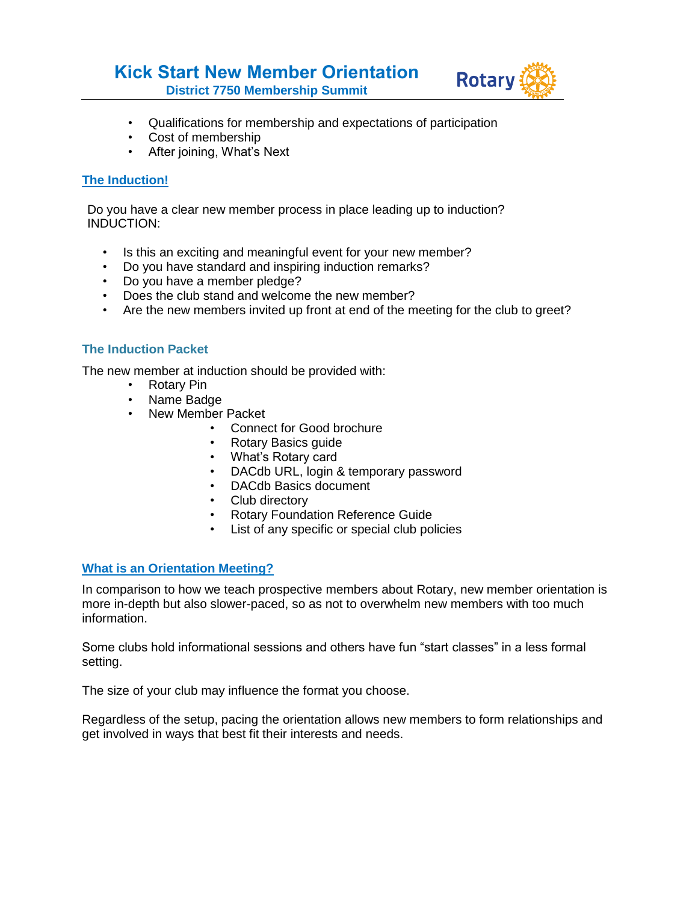- Qualifications for membership and expectations of participation
- Cost of membership
- After joining, What's Next

## The Induction!

Do you have a clear new member process in place leading up to induction?
INDUCTION:

- Is this an exciting and meaningful event for your new member?
- Do you have standard and inspiring induction remarks?
- Do you have a member pledge?
- Does the club stand and welcome the new member?
- Are the new members invited up front at end of the meeting for the club to greet?

### The Induction Packet

The new member at induction should be provided with:

- Rotary Pin
- Name Badge
- New Member Packet
    - Connect for Good brochure
    - Rotary Basics guide
    - What's Rotary card
    - DACdb URL, login & temporary password
    - DACdb Basics document
    - Club directory
    - Rotary Foundation Reference Guide
    - List of any specific or special club policies

## What is an Orientation Meeting?

In comparison to how we teach prospective members about Rotary, new member orientation is more in-depth but also slower-paced, so as not to overwhelm new members with too much information.

Some clubs hold informational sessions and others have fun "start classes" in a less formal setting.

The size of your club may influence the format you choose.

Regardless of the setup, pacing the orientation allows new members to form relationships and get involved in ways that best fit their interests and needs.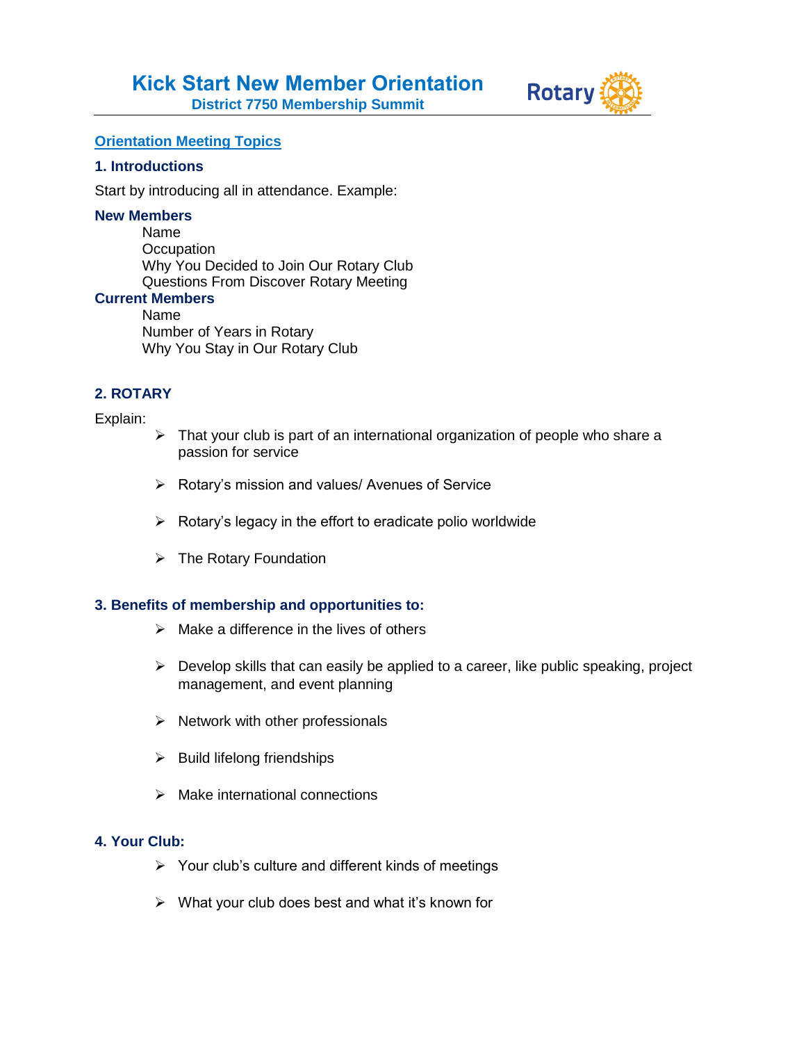# Kick Start New Member Orientation

**District 7750 Membership Summit**

## Orientation Meeting Topics

### 1. Introductions

Start by introducing all in attendance. Example:

**New Members**

Name
Occupation
Why You Decided to Join Our Rotary Club
Questions From Discover Rotary Meeting

**Current Members**

Name
Number of Years in Rotary
Why You Stay in Our Rotary Club

### 2. ROTARY

Explain:

- That your club is part of an international organization of people who share a passion for service
- Rotary's mission and values/ Avenues of Service
- Rotary's legacy in the effort to eradicate polio worldwide
- The Rotary Foundation

### 3. Benefits of membership and opportunities to:

- Make a difference in the lives of others
- Develop skills that can easily be applied to a career, like public speaking, project management, and event planning
- Network with other professionals
- Build lifelong friendships
- Make international connections

### 4. Your Club:

- Your club's culture and different kinds of meetings
- What your club does best and what it's known for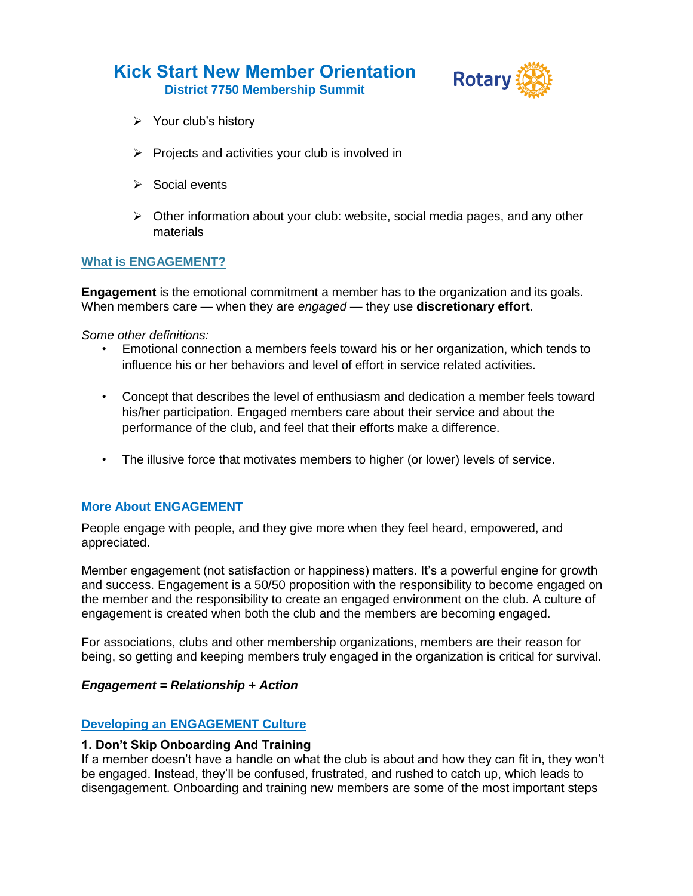- Your club's history
- Projects and activities your club is involved in
- Social events
- Other information about your club: website, social media pages, and any other materials

## What is ENGAGEMENT?

**Engagement** is the emotional commitment a member has to the organization and its goals. When members care — when they are *engaged* — they use **discretionary effort**.

*Some other definitions:*

- Emotional connection a members feels toward his or her organization, which tends to influence his or her behaviors and level of effort in service related activities.
- Concept that describes the level of enthusiasm and dedication a member feels toward his/her participation. Engaged members care about their service and about the performance of the club, and feel that their efforts make a difference.
- The illusive force that motivates members to higher (or lower) levels of service.

## More About ENGAGEMENT

People engage with people, and they give more when they feel heard, empowered, and appreciated.

Member engagement (not satisfaction or happiness) matters. It's a powerful engine for growth and success. Engagement is a 50/50 proposition with the responsibility to become engaged on the member and the responsibility to create an engaged environment on the club. A culture of engagement is created when both the club and the members are becoming engaged.

For associations, clubs and other membership organizations, members are their reason for being, so getting and keeping members truly engaged in the organization is critical for survival.

***Engagement = Relationship + Action***

## Developing an ENGAGEMENT Culture

**1. Don't Skip Onboarding And Training**

If a member doesn't have a handle on what the club is about and how they can fit in, they won't be engaged. Instead, they'll be confused, frustrated, and rushed to catch up, which leads to disengagement. Onboarding and training new members are some of the most important steps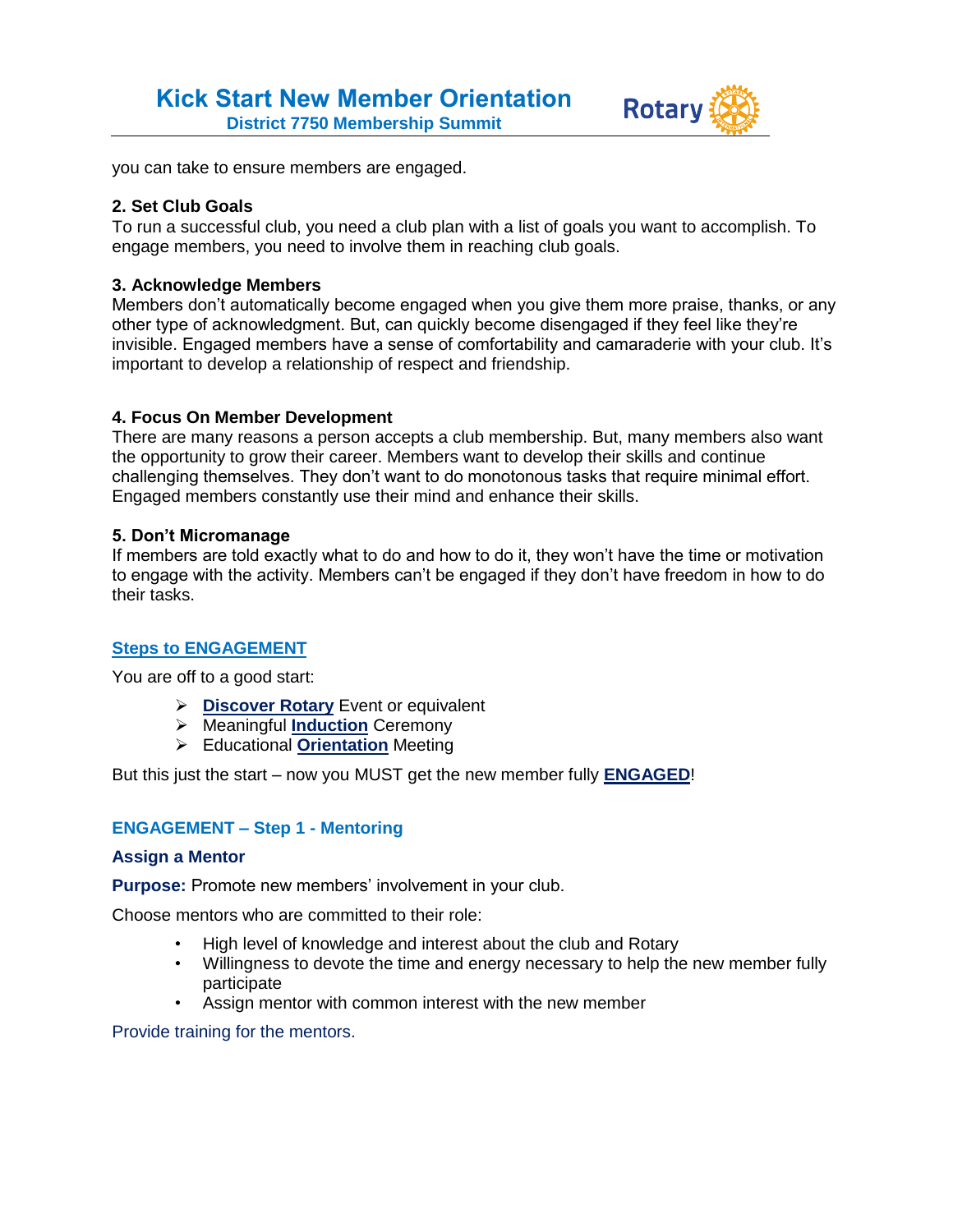you can take to ensure members are engaged.

**2. Set Club Goals**
To run a successful club, you need a club plan with a list of goals you want to accomplish. To engage members, you need to involve them in reaching club goals.

**3. Acknowledge Members**
Members don't automatically become engaged when you give them more praise, thanks, or any other type of acknowledgment. But, can quickly become disengaged if they feel like they're invisible. Engaged members have a sense of comfortability and camaraderie with your club. It's important to develop a relationship of respect and friendship.

**4. Focus On Member Development**
There are many reasons a person accepts a club membership. But, many members also want the opportunity to grow their career. Members want to develop their skills and continue challenging themselves. They don't want to do monotonous tasks that require minimal effort. Engaged members constantly use their mind and enhance their skills.

**5. Don't Micromanage**
If members are told exactly what to do and how to do it, they won't have the time or motivation to engage with the activity. Members can't be engaged if they don't have freedom in how to do their tasks.

## Steps to ENGAGEMENT

You are off to a good start:

- **Discover Rotary** Event or equivalent
- Meaningful **Induction** Ceremony
- Educational **Orientation** Meeting

But this just the start – now you MUST get the new member fully **ENGAGED**!

### ENGAGEMENT – Step 1 - Mentoring

**Assign a Mentor**

**Purpose:** Promote new members' involvement in your club.

Choose mentors who are committed to their role:

- High level of knowledge and interest about the club and Rotary
- Willingness to devote the time and energy necessary to help the new member fully participate
- Assign mentor with common interest with the new member

Provide training for the mentors.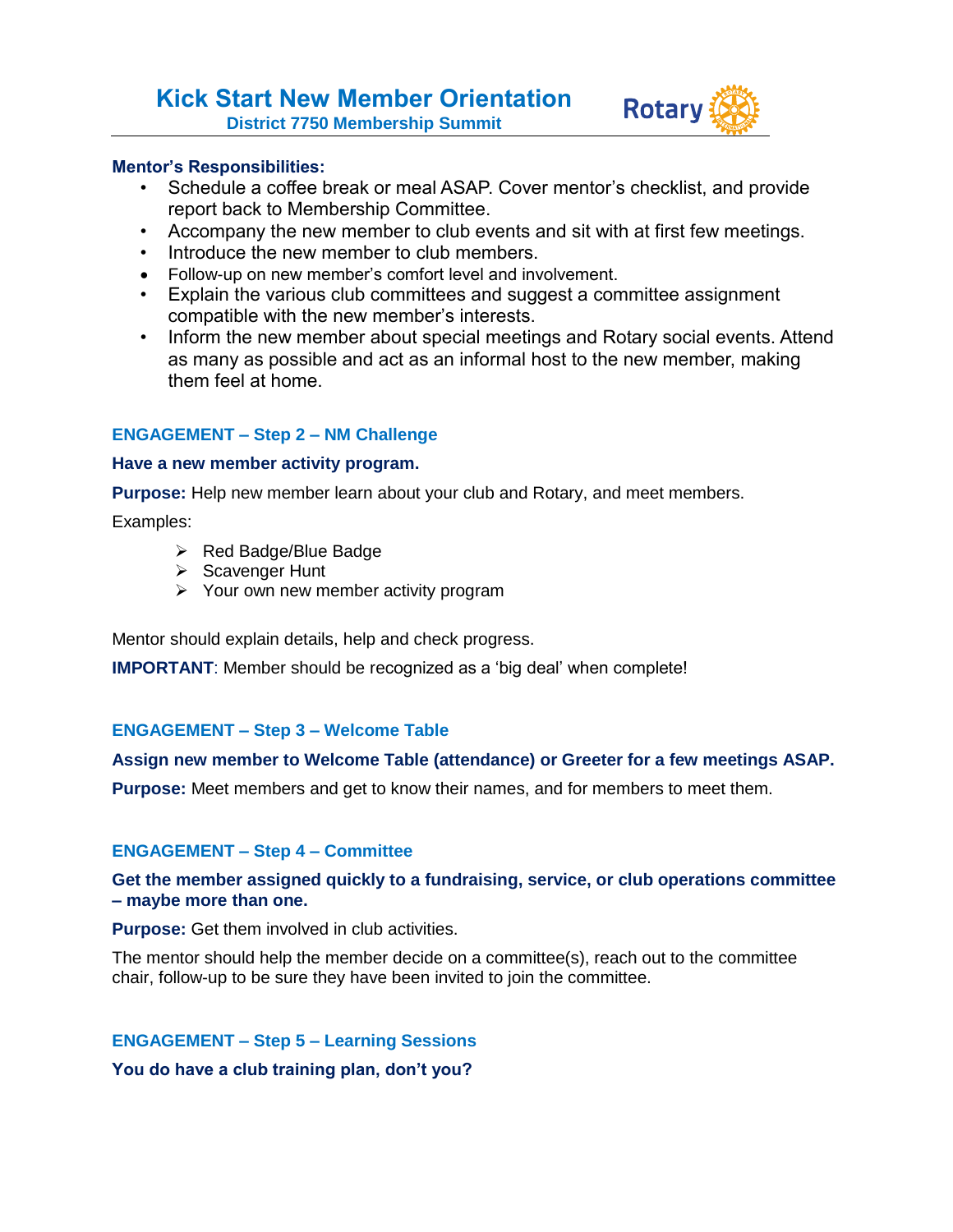**Mentor's Responsibilities:**

- Schedule a coffee break or meal ASAP. Cover mentor's checklist, and provide report back to Membership Committee.
- Accompany the new member to club events and sit with at first few meetings.
- Introduce the new member to club members.
- Follow-up on new member's comfort level and involvement.
- Explain the various club committees and suggest a committee assignment compatible with the new member's interests.
- Inform the new member about special meetings and Rotary social events. Attend as many as possible and act as an informal host to the new member, making them feel at home.

### ENGAGEMENT – Step 2 – NM Challenge

**Have a new member activity program.**

**Purpose:** Help new member learn about your club and Rotary, and meet members.

Examples:

- Red Badge/Blue Badge
- Scavenger Hunt
- Your own new member activity program

Mentor should explain details, help and check progress.

**IMPORTANT**: Member should be recognized as a 'big deal' when complete!

### ENGAGEMENT – Step 3 – Welcome Table

**Assign new member to Welcome Table (attendance) or Greeter for a few meetings ASAP.**

**Purpose:** Meet members and get to know their names, and for members to meet them.

### ENGAGEMENT – Step 4 – Committee

**Get the member assigned quickly to a fundraising, service, or club operations committee – maybe more than one.**

**Purpose:** Get them involved in club activities.

The mentor should help the member decide on a committee(s), reach out to the committee chair, follow-up to be sure they have been invited to join the committee.

### ENGAGEMENT – Step 5 – Learning Sessions

**You do have a club training plan, don't you?**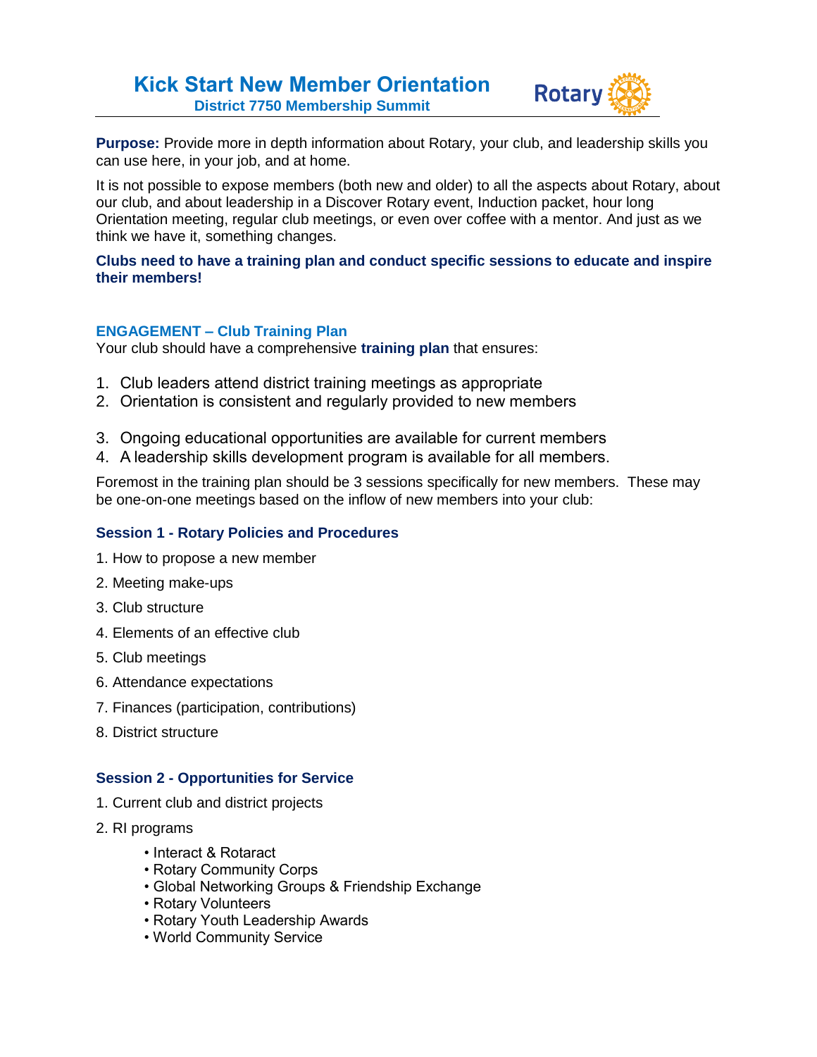# Kick Start New Member Orientation

**District 7750 Membership Summit**

**Purpose:** Provide more in depth information about Rotary, your club, and leadership skills you can use here, in your job, and at home.

It is not possible to expose members (both new and older) to all the aspects about Rotary, about our club, and about leadership in a Discover Rotary event, Induction packet, hour long Orientation meeting, regular club meetings, or even over coffee with a mentor. And just as we think we have it, something changes.

**Clubs need to have a training plan and conduct specific sessions to educate and inspire their members!**

## ENGAGEMENT – Club Training Plan

Your club should have a comprehensive **training plan** that ensures:

1. Club leaders attend district training meetings as appropriate
2. Orientation is consistent and regularly provided to new members
3. Ongoing educational opportunities are available for current members
4. A leadership skills development program is available for all members.

Foremost in the training plan should be 3 sessions specifically for new members. These may be one-on-one meetings based on the inflow of new members into your club:

### Session 1 - Rotary Policies and Procedures

1. How to propose a new member
2. Meeting make-ups
3. Club structure
4. Elements of an effective club
5. Club meetings
6. Attendance expectations
7. Finances (participation, contributions)
8. District structure

### Session 2 - Opportunities for Service

1. Current club and district projects
2. RI programs
   - Interact & Rotaract
   - Rotary Community Corps
   - Global Networking Groups & Friendship Exchange
   - Rotary Volunteers
   - Rotary Youth Leadership Awards
   - World Community Service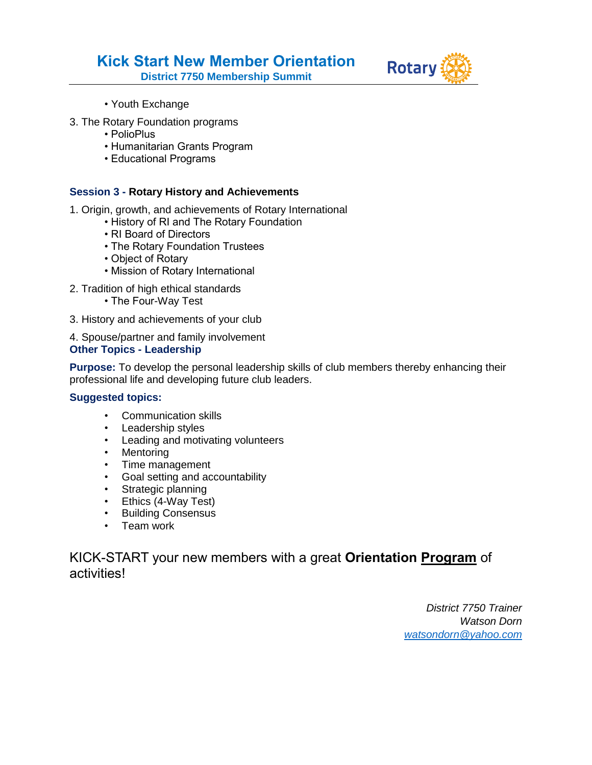• Youth Exchange

3. The Rotary Foundation programs
   • PolioPlus
   • Humanitarian Grants Program
   • Educational Programs

### Session 3 - Rotary History and Achievements

1. Origin, growth, and achievements of Rotary International
   • History of RI and The Rotary Foundation
   • RI Board of Directors
   • The Rotary Foundation Trustees
   • Object of Rotary
   • Mission of Rotary International

2. Tradition of high ethical standards
   • The Four-Way Test

3. History and achievements of your club

4. Spouse/partner and family involvement

### Other Topics - Leadership

**Purpose:** To develop the personal leadership skills of club members thereby enhancing their professional life and developing future club leaders.

**Suggested topics:**

- Communication skills
- Leadership styles
- Leading and motivating volunteers
- Mentoring
- Time management
- Goal setting and accountability
- Strategic planning
- Ethics (4-Way Test)
- Building Consensus
- Team work

KICK-START your new members with a great **Orientation** **<u>Program</u>** of activities!

*District 7750 Trainer*
*Watson Dorn*
*watsondorn@yahoo.com*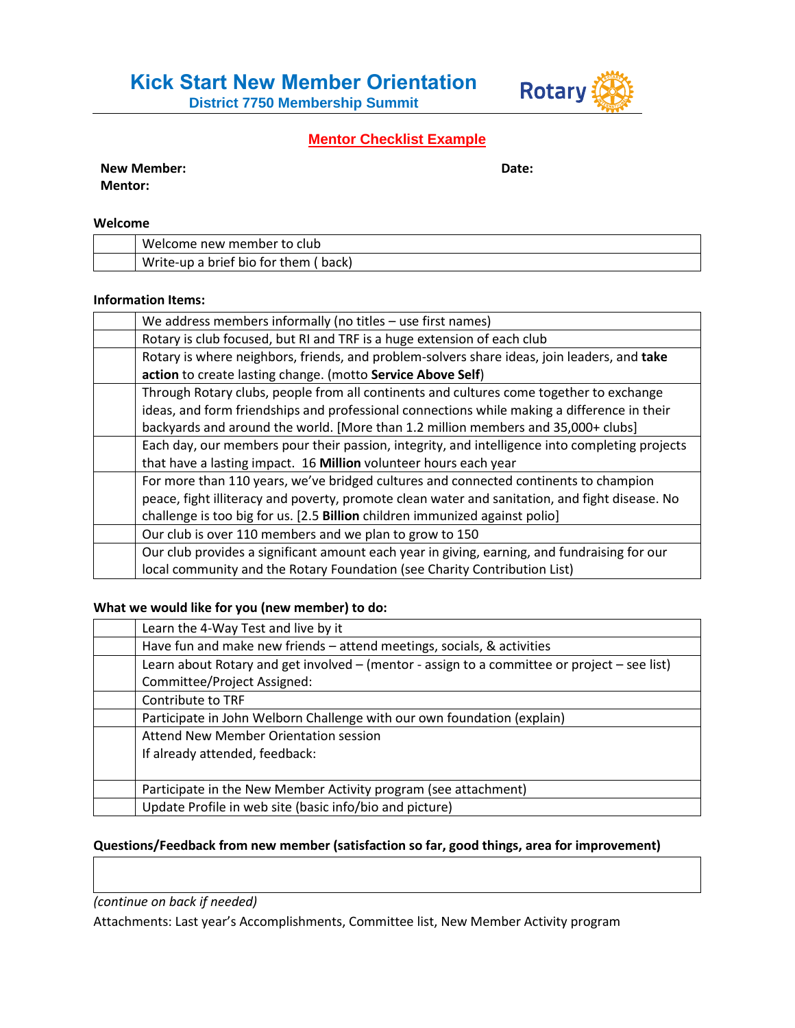# Kick Start New Member Orientation

## District 7750 Membership Summit

### Mentor Checklist Example

**New Member:** **Date:**
**Mentor:**

**Welcome**

| | |
|---|---|
| | Welcome new member to club |
| | Write-up a brief bio for them ( back) |

**Information Items:**

| | |
|---|---|
| | We address members informally (no titles – use first names) |
| | Rotary is club focused, but RI and TRF is a huge extension of each club |
| | Rotary is where neighbors, friends, and problem-solvers share ideas, join leaders, and **take action** to create lasting change. (motto **Service Above Self**) |
| | Through Rotary clubs, people from all continents and cultures come together to exchange ideas, and form friendships and professional connections while making a difference in their backyards and around the world. [More than 1.2 million members and 35,000+ clubs] |
| | Each day, our members pour their passion, integrity, and intelligence into completing projects that have a lasting impact. 16 **Million** volunteer hours each year |
| | For more than 110 years, we've bridged cultures and connected continents to champion peace, fight illiteracy and poverty, promote clean water and sanitation, and fight disease. No challenge is too big for us. [2.5 **Billion** children immunized against polio] |
| | Our club is over 110 members and we plan to grow to 150 |
| | Our club provides a significant amount each year in giving, earning, and fundraising for our local community and the Rotary Foundation (see Charity Contribution List) |

**What we would like for you (new member) to do:**

| | |
|---|---|
| | Learn the 4-Way Test and live by it |
| | Have fun and make new friends – attend meetings, socials, & activities |
| | Learn about Rotary and get involved – (mentor - assign to a committee or project – see list) Committee/Project Assigned: |
| | Contribute to TRF |
| | Participate in John Welborn Challenge with our own foundation (explain) |
| | Attend New Member Orientation session<br>If already attended, feedback: |
| | Participate in the New Member Activity program (see attachment) |
| | Update Profile in web site (basic info/bio and picture) |

**Questions/Feedback from new member (satisfaction so far, good things, area for improvement)**

| |
|---|
| |

*(continue on back if needed)*

Attachments: Last year's Accomplishments, Committee list, New Member Activity program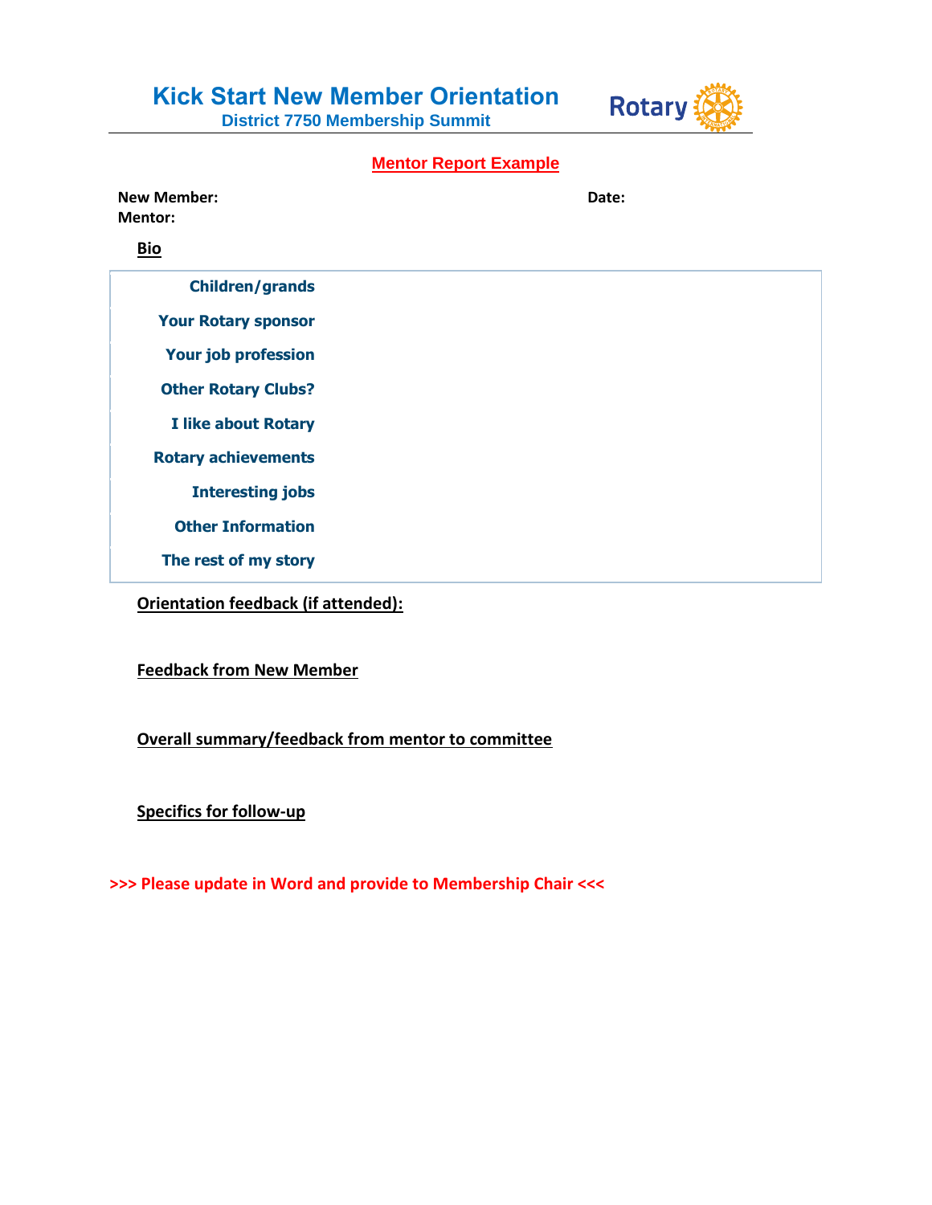# Kick Start New Member Orientation

## District 7750 Membership Summit

**Mentor Report Example**

**New Member:** **Date:**
**Mentor:**

**Bio**

| | |
|---|---|
| **Children/grands** | |
| **Your Rotary sponsor** | |
| **Your job profession** | |
| **Other Rotary Clubs?** | |
| **I like about Rotary** | |
| **Rotary achievements** | |
| **Interesting jobs** | |
| **Other Information** | |
| **The rest of my story** | |

**Orientation feedback (if attended):**

**Feedback from New Member**

**Overall summary/feedback from mentor to committee**

**Specifics for follow-up**

**>>> Please update in Word and provide to Membership Chair <<<**